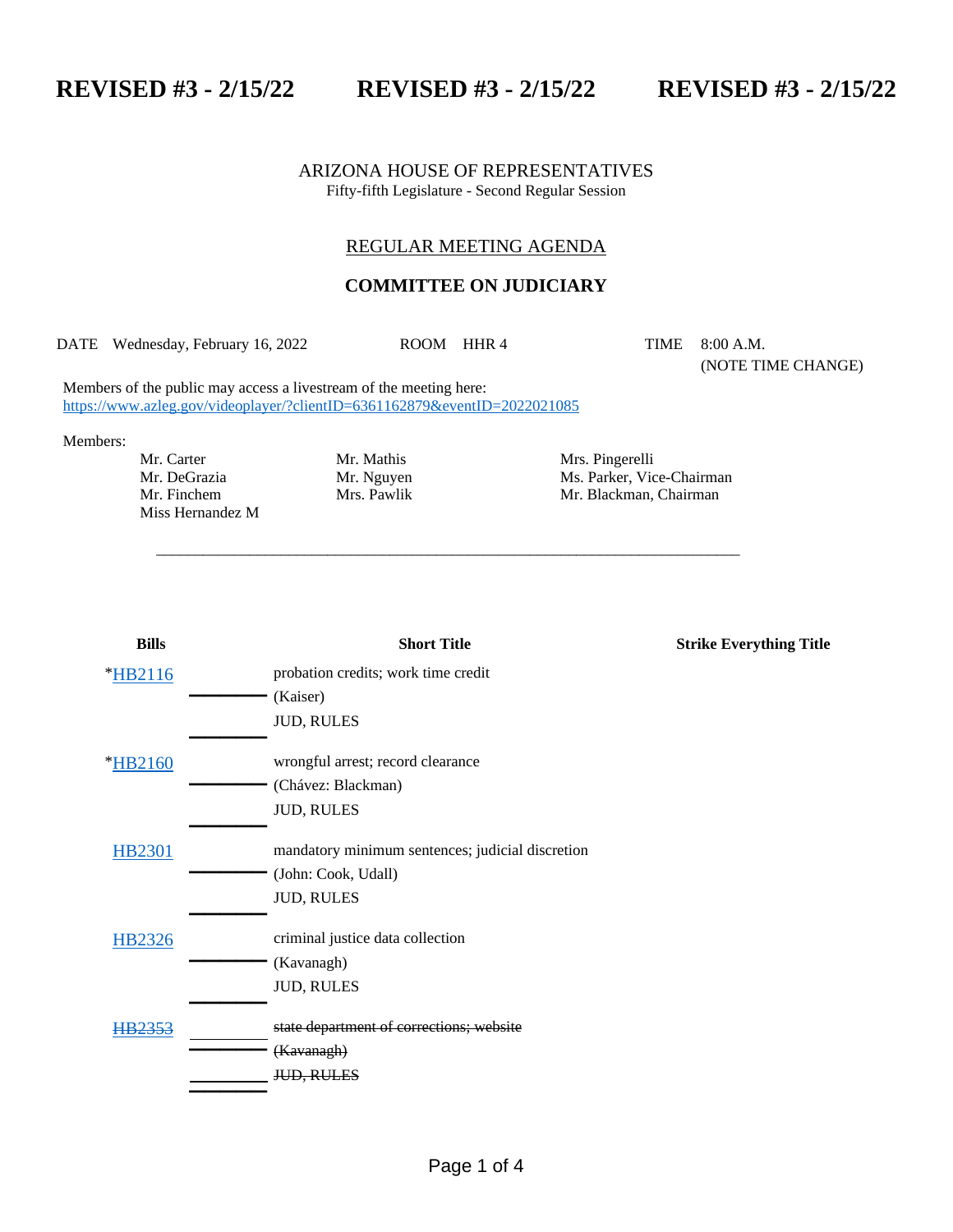# REVISED #3 - 2/15/22 REVISED #3 - 2/15/22 REVISED #3 - 2/15/22

ARIZONA HOUSE OF REPRESENTATIVES
Fifty-fifth Legislature - Second Regular Session

## REGULAR MEETING AGENDA

## COMMITTEE ON JUDICIARY

DATE Wednesday, February 16, 2022 ROOM HHR 4 TIME 8:00 A.M. (NOTE TIME CHANGE)

Members of the public may access a livestream of the meeting here:
https://www.azleg.gov/videoplayer/?clientID=6361162879&eventID=2022021085

Members:

Mr. Carter
Mr. DeGrazia
Mr. Finchem
Miss Hernandez M
Mr. Mathis
Mr. Nguyen
Mrs. Pawlik
Mrs. Pingerelli
Ms. Parker, Vice-Chairman
Mr. Blackman, Chairman

| Bills | Short Title | Strike Everything Title |
|---|---|---|
| *HB2116 | probation credits; work time credit (Kaiser) JUD, RULES | |
| *HB2160 | wrongful arrest; record clearance (Chávez: Blackman) JUD, RULES | |
| HB2301 | mandatory minimum sentences; judicial discretion (John: Cook, Udall) JUD, RULES | |
| HB2326 | criminal justice data collection (Kavanagh) JUD, RULES | |
| ~~HB2353~~ | ~~state department of corrections; website~~ ~~(Kavanagh)~~ ~~JUD, RULES~~ | |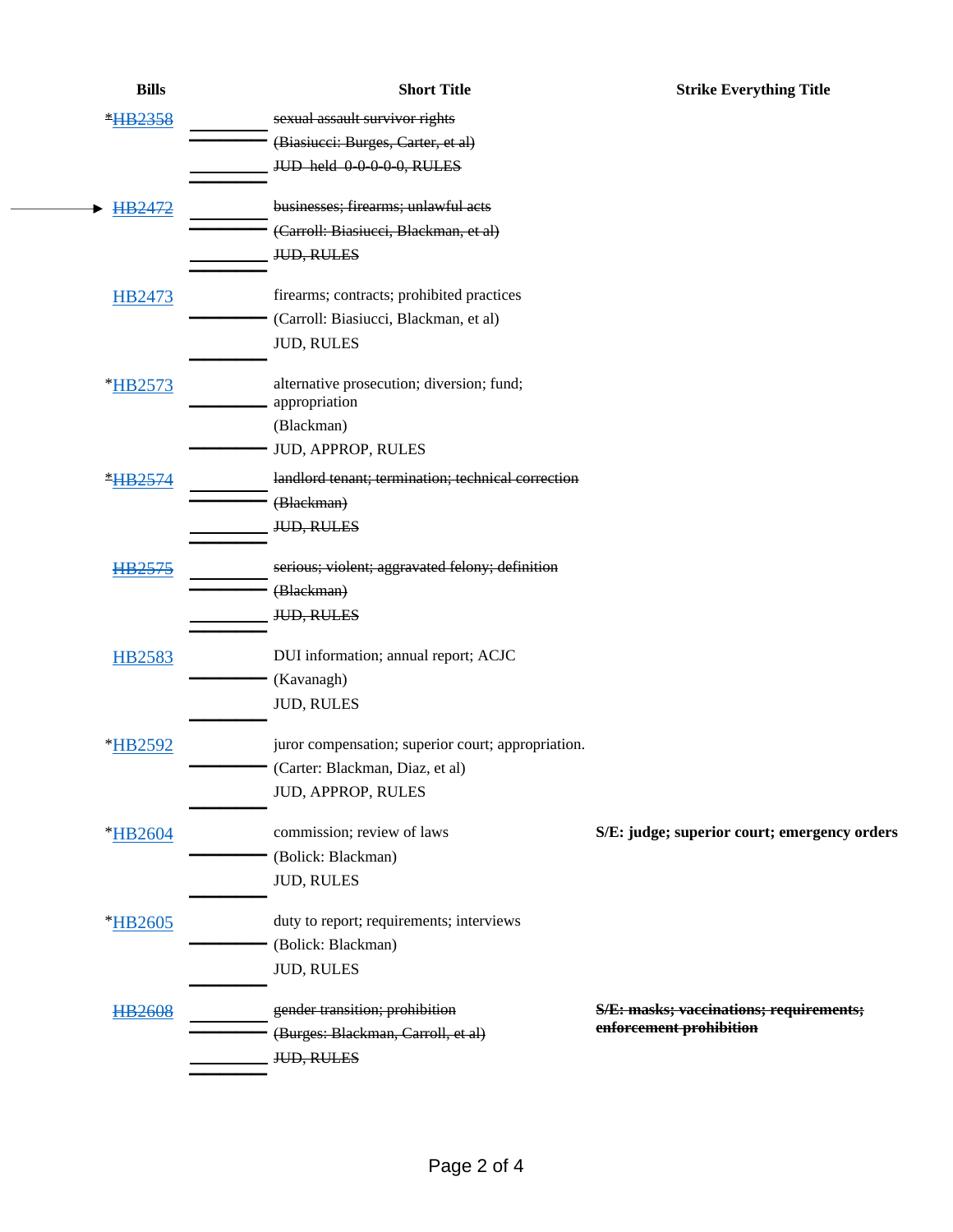| Bills | Short Title | Strike Everything Title |
|---|---|---|
| *~~HB2358~~ | ~~sexual assault survivor rights~~<br>~~(Biasiucci: Burges, Carter, et al)~~<br>~~JUD held 0-0-0-0-0, RULES~~ | |
| → ~~HB2472~~ | ~~businesses; firearms; unlawful acts~~<br>~~(Carroll: Biasiucci, Blackman, et al)~~<br>~~JUD, RULES~~ | |
| HB2473 | firearms; contracts; prohibited practices<br>(Carroll: Biasiucci, Blackman, et al)<br>JUD, RULES | |
| *HB2573 | alternative prosecution; diversion; fund; appropriation<br>(Blackman)<br>JUD, APPROP, RULES | |
| *~~HB2574~~ | ~~landlord tenant; termination; technical correction~~<br>~~(Blackman)~~<br>~~JUD, RULES~~ | |
| ~~HB2575~~ | ~~serious; violent; aggravated felony; definition~~<br>~~(Blackman)~~<br>~~JUD, RULES~~ | |
| HB2583 | DUI information; annual report; ACJC<br>(Kavanagh)<br>JUD, RULES | |
| *HB2592 | juror compensation; superior court; appropriation.<br>(Carter: Blackman, Diaz, et al)<br>JUD, APPROP, RULES | |
| *HB2604 | commission; review of laws<br>(Bolick: Blackman)<br>JUD, RULES | **S/E: judge; superior court; emergency orders** |
| *HB2605 | duty to report; requirements; interviews<br>(Bolick: Blackman)<br>JUD, RULES | |
| ~~HB2608~~ | ~~gender transition; prohibition~~<br>~~(Burges: Blackman, Carroll, et al)~~<br>~~JUD, RULES~~ | **~~S/E: masks; vaccinations; requirements; enforcement prohibition~~** |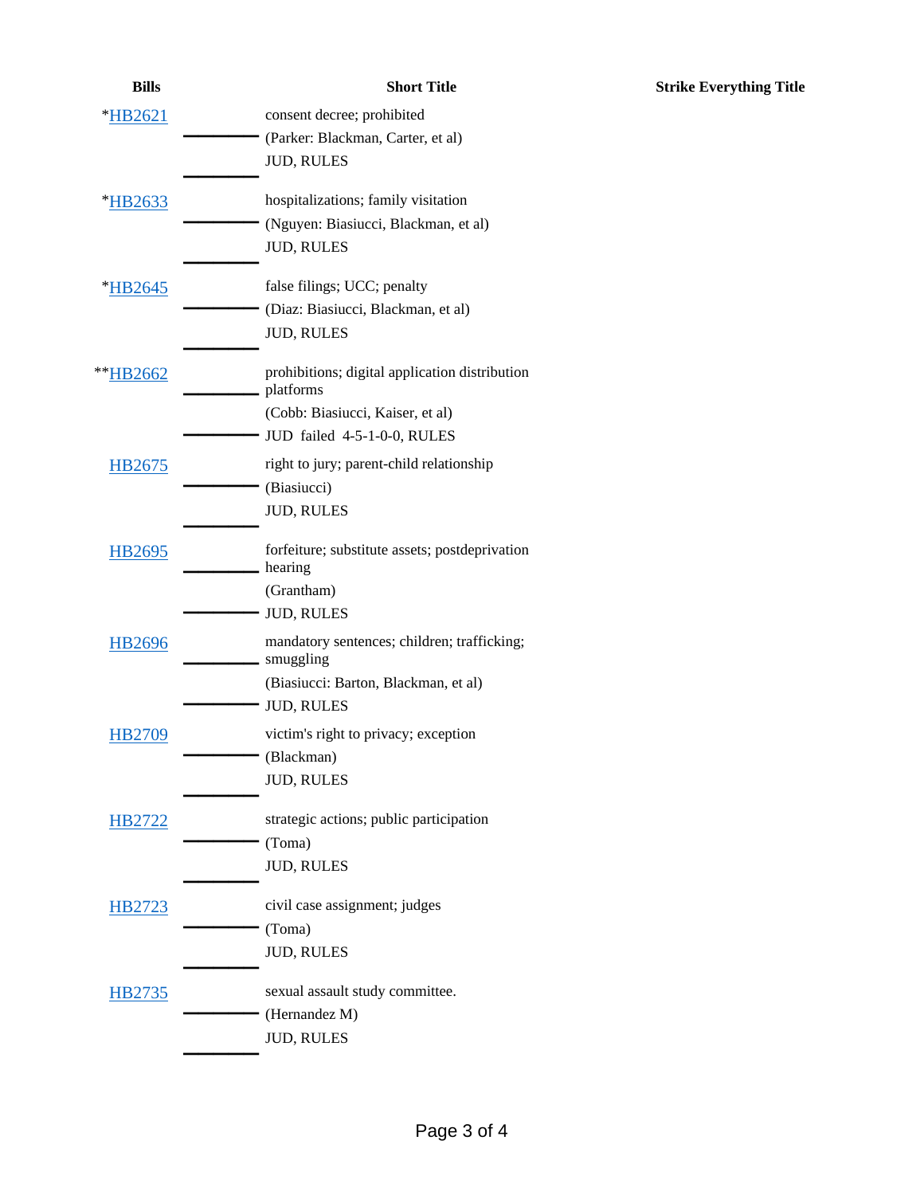| Bills | Short Title | Strike Everything Title |
| --- | --- | --- |
| *HB2621 | consent decree; prohibited<br>(Parker: Blackman, Carter, et al)<br>JUD, RULES | |
| *HB2633 | hospitalizations; family visitation<br>(Nguyen: Biasiucci, Blackman, et al)<br>JUD, RULES | |
| *HB2645 | false filings; UCC; penalty<br>(Diaz: Biasiucci, Blackman, et al)<br>JUD, RULES | |
| **HB2662 | prohibitions; digital application distribution platforms<br>(Cobb: Biasiucci, Kaiser, et al)<br>JUD failed 4-5-1-0-0, RULES | |
| HB2675 | right to jury; parent-child relationship<br>(Biasiucci)<br>JUD, RULES | |
| HB2695 | forfeiture; substitute assets; postdeprivation hearing<br>(Grantham)<br>JUD, RULES | |
| HB2696 | mandatory sentences; children; trafficking; smuggling<br>(Biasiucci: Barton, Blackman, et al)<br>JUD, RULES | |
| HB2709 | victim's right to privacy; exception<br>(Blackman)<br>JUD, RULES | |
| HB2722 | strategic actions; public participation<br>(Toma)<br>JUD, RULES | |
| HB2723 | civil case assignment; judges<br>(Toma)<br>JUD, RULES | |
| HB2735 | sexual assault study committee.<br>(Hernandez M)<br>JUD, RULES | |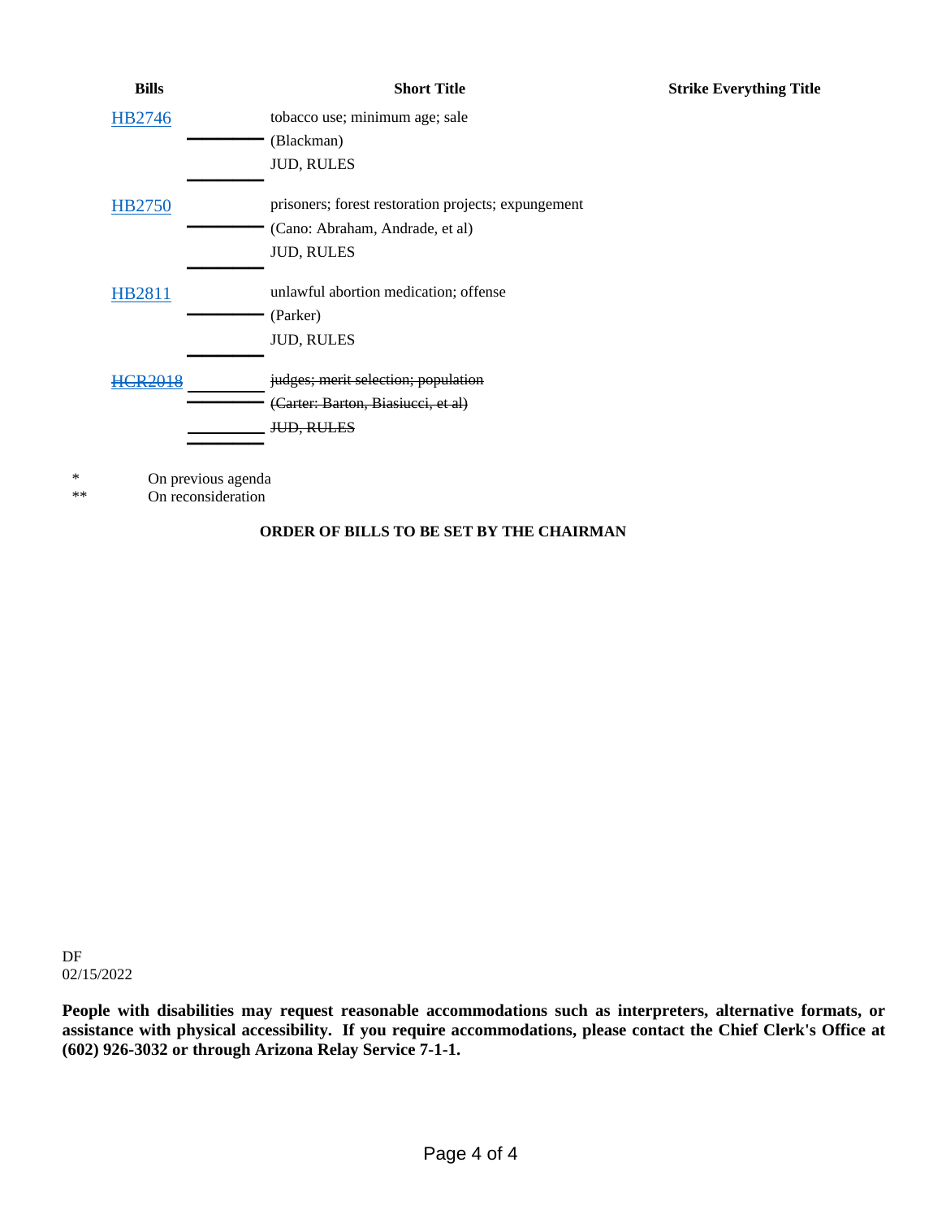| Bills | | Short Title | Strike Everything Title |
|---|---|---|---|
| HB2746 | | tobacco use; minimum age; sale<br>(Blackman)<br>JUD, RULES | |
| HB2750 | | prisoners; forest restoration projects; expungement<br>(Cano: Abraham, Andrade, et al)<br>JUD, RULES | |
| HB2811 | | unlawful abortion medication; offense<br>(Parker)<br>JUD, RULES | |
| ~~HCR2018~~ | | ~~judges; merit selection; population~~<br>~~(Carter: Barton, Biasiucci, et al)~~<br>~~JUD, RULES~~ | |

\* On previous agenda
\*\* On reconsideration

**ORDER OF BILLS TO BE SET BY THE CHAIRMAN**

DF
02/15/2022

**People with disabilities may request reasonable accommodations such as interpreters, alternative formats, or assistance with physical accessibility. If you require accommodations, please contact the Chief Clerk's Office at (602) 926-3032 or through Arizona Relay Service 7-1-1.**